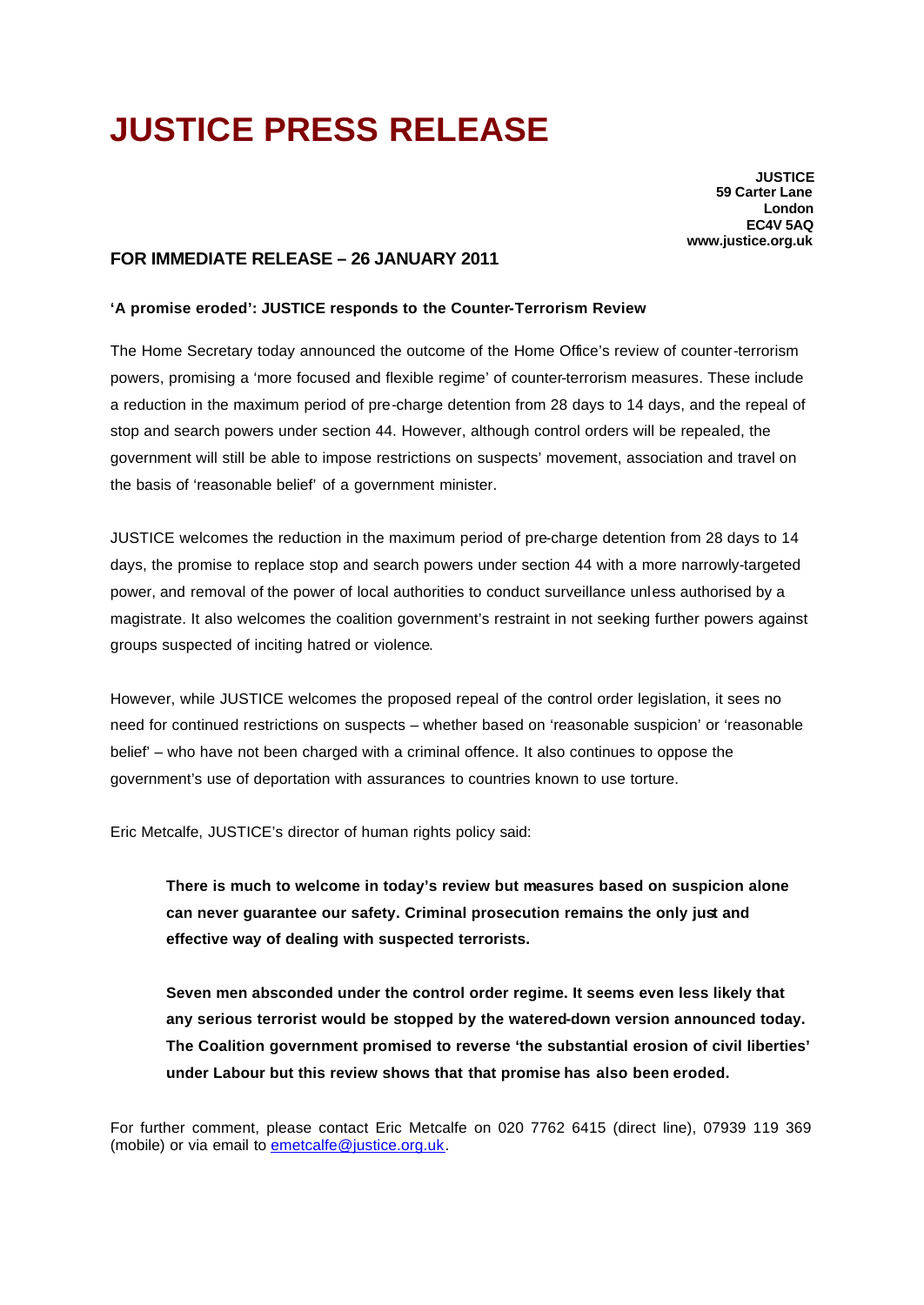# JUSTICE PRESS RELEASE

**JUSTICE**
**59 Carter Lane**
**London**
**EC4V 5AQ**
**www.justice.org.uk**

## FOR IMMEDIATE RELEASE – 26 JANUARY 2011

**'A promise eroded': JUSTICE responds to the Counter-Terrorism Review**

The Home Secretary today announced the outcome of the Home Office's review of counter-terrorism powers, promising a 'more focused and flexible regime' of counter-terrorism measures. These include a reduction in the maximum period of pre-charge detention from 28 days to 14 days, and the repeal of stop and search powers under section 44. However, although control orders will be repealed, the government will still be able to impose restrictions on suspects' movement, association and travel on the basis of 'reasonable belief' of a government minister.

JUSTICE welcomes the reduction in the maximum period of pre-charge detention from 28 days to 14 days, the promise to replace stop and search powers under section 44 with a more narrowly-targeted power, and removal of the power of local authorities to conduct surveillance unless authorised by a magistrate. It also welcomes the coalition government's restraint in not seeking further powers against groups suspected of inciting hatred or violence.

However, while JUSTICE welcomes the proposed repeal of the control order legislation, it sees no need for continued restrictions on suspects – whether based on 'reasonable suspicion' or 'reasonable belief' – who have not been charged with a criminal offence. It also continues to oppose the government's use of deportation with assurances to countries known to use torture.

Eric Metcalfe, JUSTICE's director of human rights policy said:

> **There is much to welcome in today's review but measures based on suspicion alone can never guarantee our safety. Criminal prosecution remains the only just and effective way of dealing with suspected terrorists.**
>
> **Seven men absconded under the control order regime. It seems even less likely that any serious terrorist would be stopped by the watered-down version announced today. The Coalition government promised to reverse 'the substantial erosion of civil liberties' under Labour but this review shows that that promise has also been eroded.**

For further comment, please contact Eric Metcalfe on 020 7762 6415 (direct line), 07939 119 369 (mobile) or via email to emetcalfe@justice.org.uk.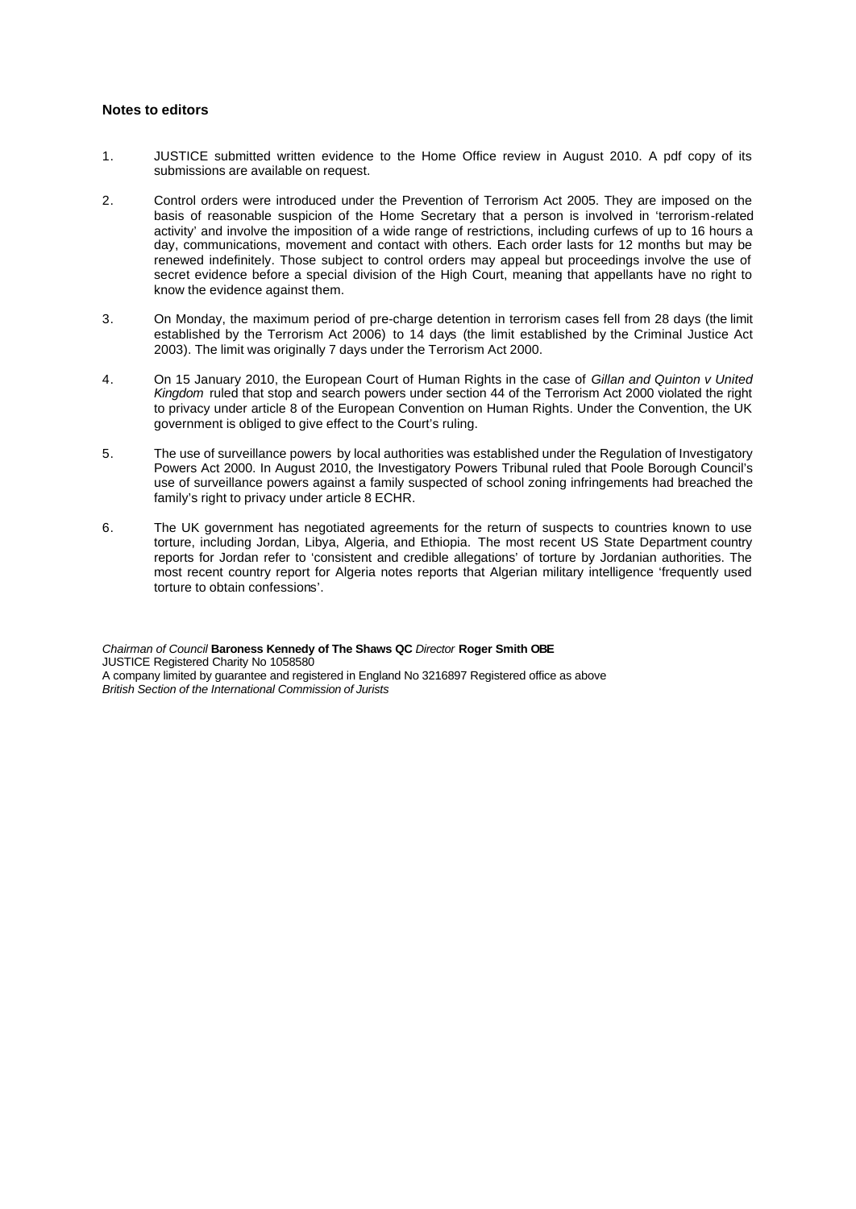**Notes to editors**

1. JUSTICE submitted written evidence to the Home Office review in August 2010. A pdf copy of its submissions are available on request.

2. Control orders were introduced under the Prevention of Terrorism Act 2005. They are imposed on the basis of reasonable suspicion of the Home Secretary that a person is involved in 'terrorism-related activity' and involve the imposition of a wide range of restrictions, including curfews of up to 16 hours a day, communications, movement and contact with others. Each order lasts for 12 months but may be renewed indefinitely. Those subject to control orders may appeal but proceedings involve the use of secret evidence before a special division of the High Court, meaning that appellants have no right to know the evidence against them.

3. On Monday, the maximum period of pre-charge detention in terrorism cases fell from 28 days (the limit established by the Terrorism Act 2006) to 14 days (the limit established by the Criminal Justice Act 2003). The limit was originally 7 days under the Terrorism Act 2000.

4. On 15 January 2010, the European Court of Human Rights in the case of *Gillan and Quinton v United Kingdom* ruled that stop and search powers under section 44 of the Terrorism Act 2000 violated the right to privacy under article 8 of the European Convention on Human Rights. Under the Convention, the UK government is obliged to give effect to the Court's ruling.

5. The use of surveillance powers by local authorities was established under the Regulation of Investigatory Powers Act 2000. In August 2010, the Investigatory Powers Tribunal ruled that Poole Borough Council's use of surveillance powers against a family suspected of school zoning infringements had breached the family's right to privacy under article 8 ECHR.

6. The UK government has negotiated agreements for the return of suspects to countries known to use torture, including Jordan, Libya, Algeria, and Ethiopia. The most recent US State Department country reports for Jordan refer to 'consistent and credible allegations' of torture by Jordanian authorities. The most recent country report for Algeria notes reports that Algerian military intelligence 'frequently used torture to obtain confessions'.

*Chairman of Council* **Baroness Kennedy of The Shaws QC** *Director* **Roger Smith OBE**
JUSTICE Registered Charity No 1058580
A company limited by guarantee and registered in England No 3216897 Registered office as above
*British Section of the International Commission of Jurists*